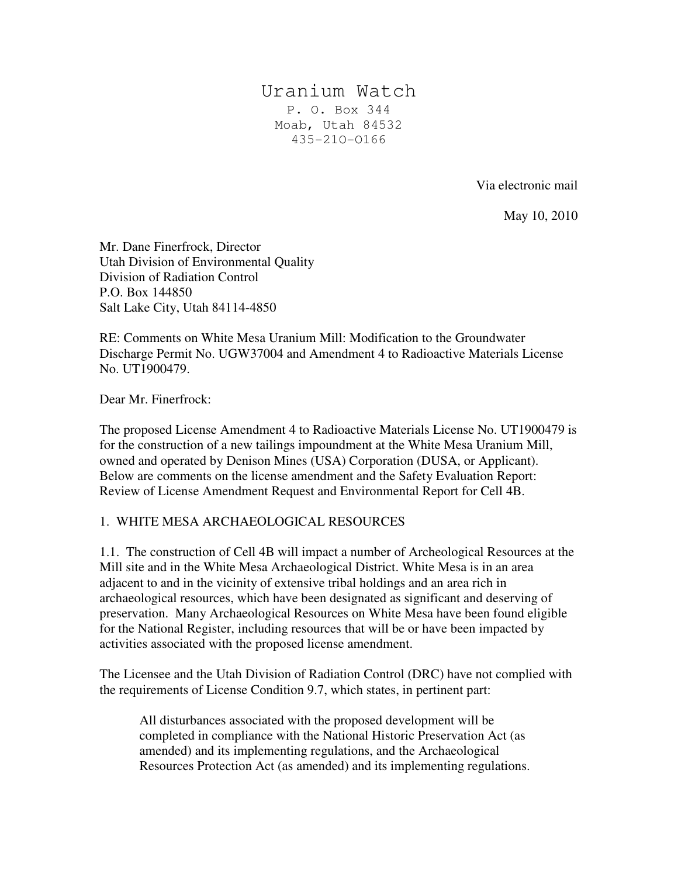# Uranium Watch

P. O. Box 344
Moab, Utah 84532
435-210-0166

Via electronic mail

May 10, 2010

Mr. Dane Finerfrock, Director
Utah Division of Environmental Quality
Division of Radiation Control
P.O. Box 144850
Salt Lake City, Utah 84114-4850

RE: Comments on White Mesa Uranium Mill: Modification to the Groundwater Discharge Permit No. UGW37004 and Amendment 4 to Radioactive Materials License No. UT1900479.

Dear Mr. Finerfrock:

The proposed License Amendment 4 to Radioactive Materials License No. UT1900479 is for the construction of a new tailings impoundment at the White Mesa Uranium Mill, owned and operated by Denison Mines (USA) Corporation (DUSA, or Applicant). Below are comments on the license amendment and the Safety Evaluation Report: Review of License Amendment Request and Environmental Report for Cell 4B.

## 1. WHITE MESA ARCHAEOLOGICAL RESOURCES

1.1. The construction of Cell 4B will impact a number of Archeological Resources at the Mill site and in the White Mesa Archaeological District. White Mesa is in an area adjacent to and in the vicinity of extensive tribal holdings and an area rich in archaeological resources, which have been designated as significant and deserving of preservation. Many Archaeological Resources on White Mesa have been found eligible for the National Register, including resources that will be or have been impacted by activities associated with the proposed license amendment.

The Licensee and the Utah Division of Radiation Control (DRC) have not complied with the requirements of License Condition 9.7, which states, in pertinent part:

> All disturbances associated with the proposed development will be completed in compliance with the National Historic Preservation Act (as amended) and its implementing regulations, and the Archaeological Resources Protection Act (as amended) and its implementing regulations.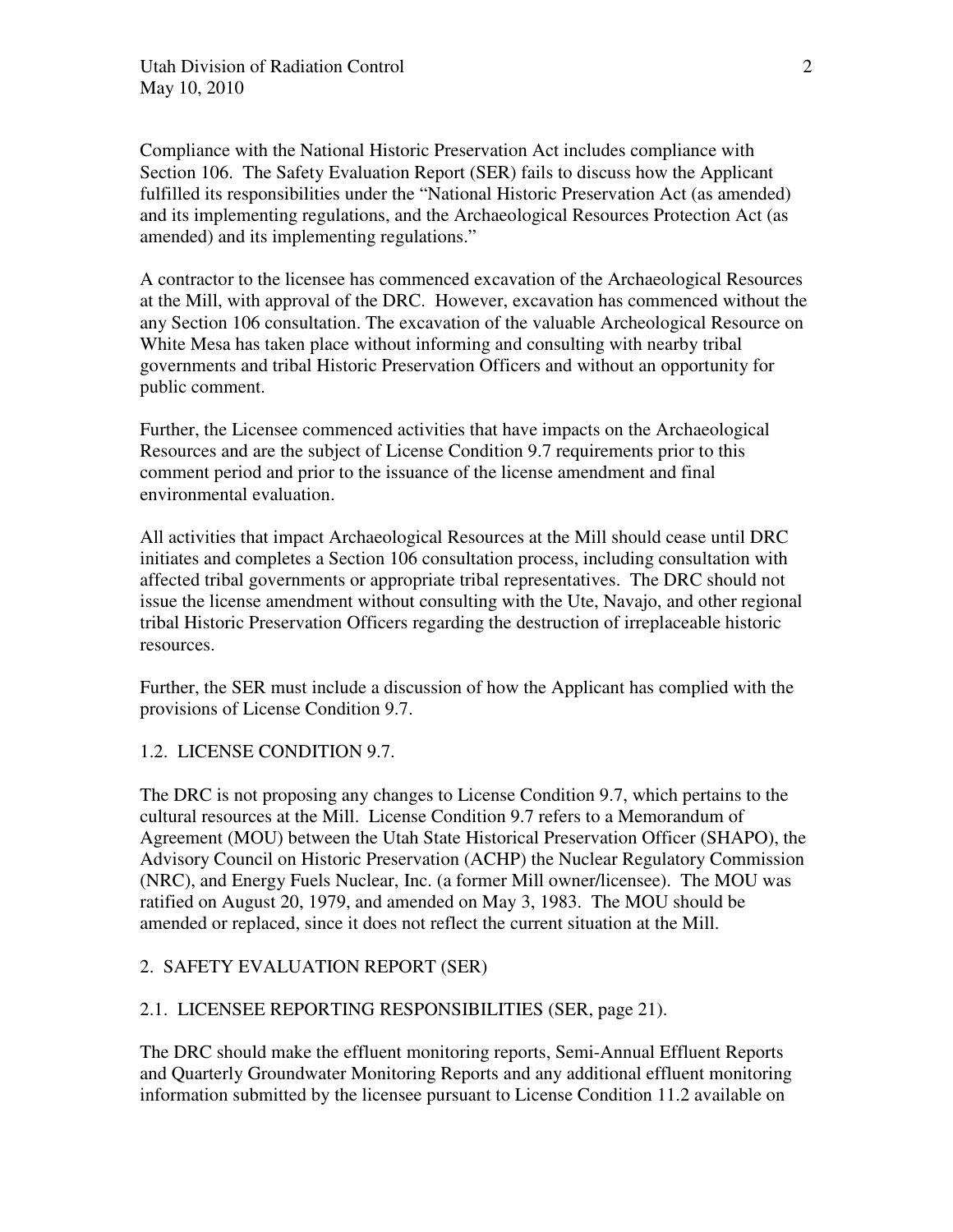Compliance with the National Historic Preservation Act includes compliance with Section 106. The Safety Evaluation Report (SER) fails to discuss how the Applicant fulfilled its responsibilities under the "National Historic Preservation Act (as amended) and its implementing regulations, and the Archaeological Resources Protection Act (as amended) and its implementing regulations."

A contractor to the licensee has commenced excavation of the Archaeological Resources at the Mill, with approval of the DRC. However, excavation has commenced without the any Section 106 consultation. The excavation of the valuable Archeological Resource on White Mesa has taken place without informing and consulting with nearby tribal governments and tribal Historic Preservation Officers and without an opportunity for public comment.

Further, the Licensee commenced activities that have impacts on the Archaeological Resources and are the subject of License Condition 9.7 requirements prior to this comment period and prior to the issuance of the license amendment and final environmental evaluation.

All activities that impact Archaeological Resources at the Mill should cease until DRC initiates and completes a Section 106 consultation process, including consultation with affected tribal governments or appropriate tribal representatives. The DRC should not issue the license amendment without consulting with the Ute, Navajo, and other regional tribal Historic Preservation Officers regarding the destruction of irreplaceable historic resources.

Further, the SER must include a discussion of how the Applicant has complied with the provisions of License Condition 9.7.

## 1.2. LICENSE CONDITION 9.7.

The DRC is not proposing any changes to License Condition 9.7, which pertains to the cultural resources at the Mill. License Condition 9.7 refers to a Memorandum of Agreement (MOU) between the Utah State Historical Preservation Officer (SHAPO), the Advisory Council on Historic Preservation (ACHP) the Nuclear Regulatory Commission (NRC), and Energy Fuels Nuclear, Inc. (a former Mill owner/licensee). The MOU was ratified on August 20, 1979, and amended on May 3, 1983. The MOU should be amended or replaced, since it does not reflect the current situation at the Mill.

## 2. SAFETY EVALUATION REPORT (SER)

### 2.1. LICENSEE REPORTING RESPONSIBILITIES (SER, page 21).

The DRC should make the effluent monitoring reports, Semi-Annual Effluent Reports and Quarterly Groundwater Monitoring Reports and any additional effluent monitoring information submitted by the licensee pursuant to License Condition 11.2 available on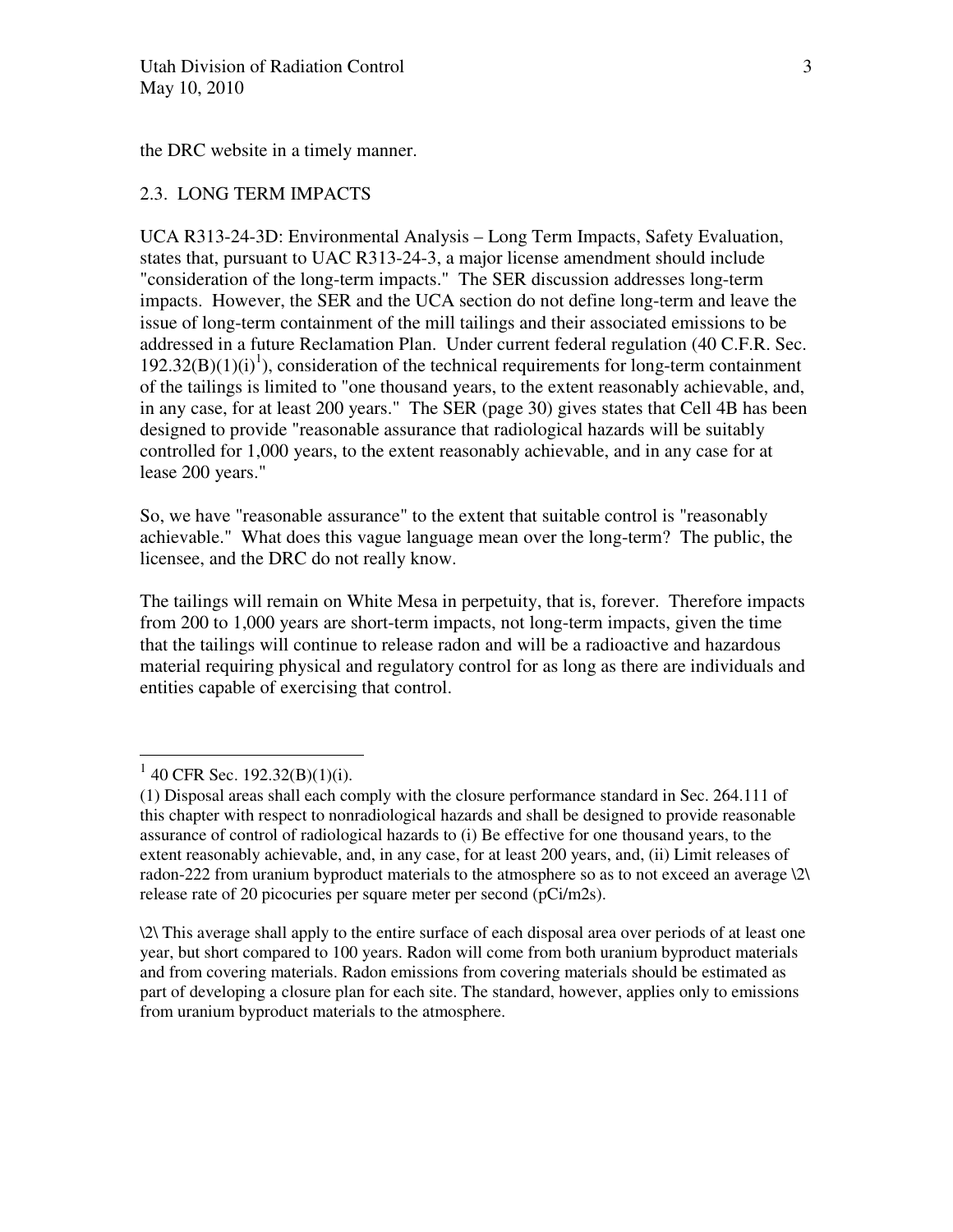the DRC website in a timely manner.

## 2.3. LONG TERM IMPACTS

UCA R313-24-3D: Environmental Analysis – Long Term Impacts, Safety Evaluation, states that, pursuant to UAC R313-24-3, a major license amendment should include "consideration of the long-term impacts." The SER discussion addresses long-term impacts. However, the SER and the UCA section do not define long-term and leave the issue of long-term containment of the mill tailings and their associated emissions to be addressed in a future Reclamation Plan. Under current federal regulation (40 C.F.R. Sec. 192.32(B)(1)(i)[1]), consideration of the technical requirements for long-term containment of the tailings is limited to "one thousand years, to the extent reasonably achievable, and, in any case, for at least 200 years." The SER (page 30) gives states that Cell 4B has been designed to provide "reasonable assurance that radiological hazards will be suitably controlled for 1,000 years, to the extent reasonably achievable, and in any case for at lease 200 years."

So, we have "reasonable assurance" to the extent that suitable control is "reasonably achievable." What does this vague language mean over the long-term? The public, the licensee, and the DRC do not really know.

The tailings will remain on White Mesa in perpetuity, that is, forever. Therefore impacts from 200 to 1,000 years are short-term impacts, not long-term impacts, given the time that the tailings will continue to release radon and will be a radioactive and hazardous material requiring physical and regulatory control for as long as there are individuals and entities capable of exercising that control.

---

[1] 40 CFR Sec. 192.32(B)(1)(i).

(1) Disposal areas shall each comply with the closure performance standard in Sec. 264.111 of this chapter with respect to nonradiological hazards and shall be designed to provide reasonable assurance of control of radiological hazards to (i) Be effective for one thousand years, to the extent reasonably achievable, and, in any case, for at least 200 years, and, (ii) Limit releases of radon-222 from uranium byproduct materials to the atmosphere so as to not exceed an average \2\ release rate of 20 picocuries per square meter per second (pCi/m2s).

\2\ This average shall apply to the entire surface of each disposal area over periods of at least one year, but short compared to 100 years. Radon will come from both uranium byproduct materials and from covering materials. Radon emissions from covering materials should be estimated as part of developing a closure plan for each site. The standard, however, applies only to emissions from uranium byproduct materials to the atmosphere.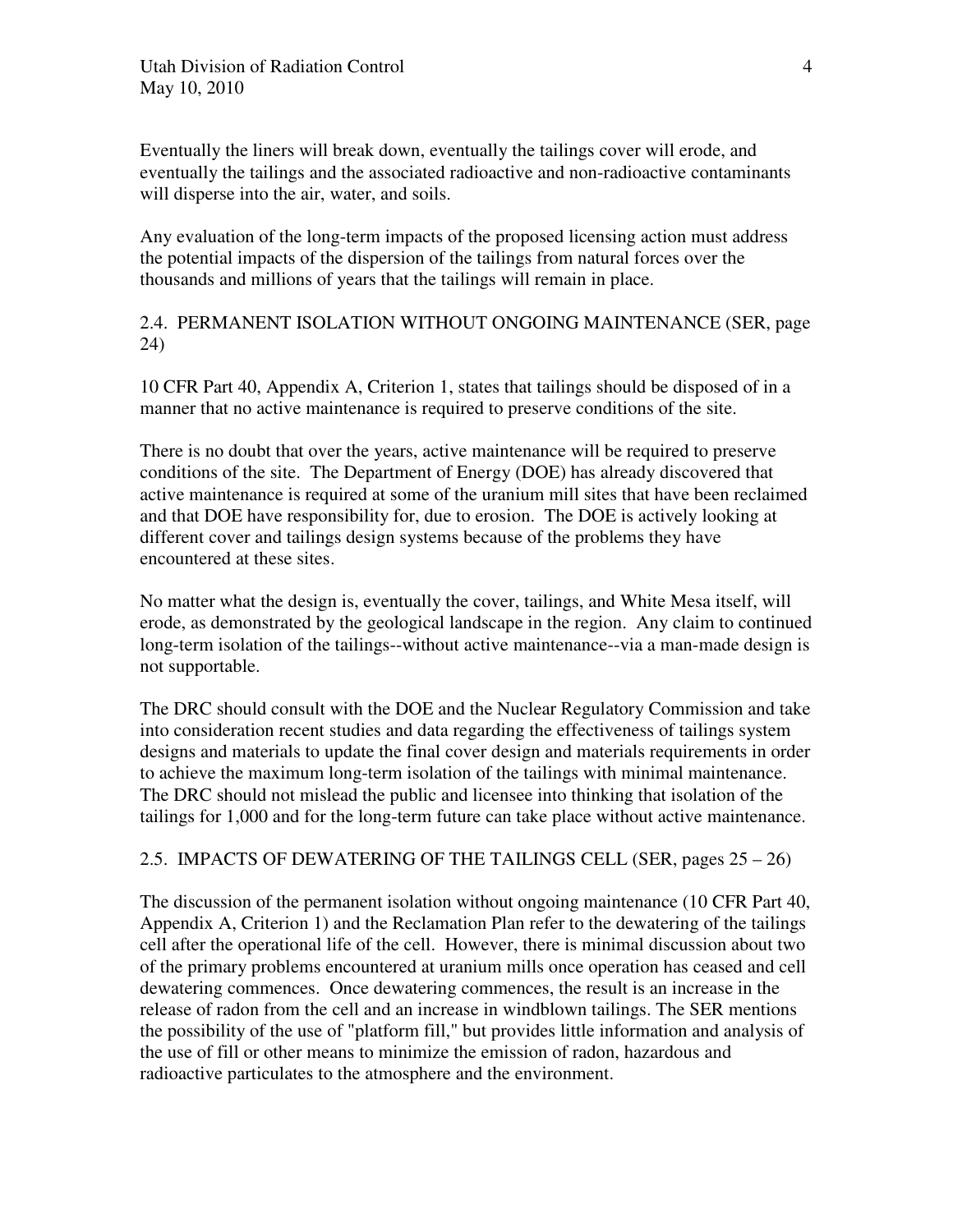Eventually the liners will break down, eventually the tailings cover will erode, and eventually the tailings and the associated radioactive and non-radioactive contaminants will disperse into the air, water, and soils.

Any evaluation of the long-term impacts of the proposed licensing action must address the potential impacts of the dispersion of the tailings from natural forces over the thousands and millions of years that the tailings will remain in place.

## 2.4. PERMANENT ISOLATION WITHOUT ONGOING MAINTENANCE (SER, page 24)

10 CFR Part 40, Appendix A, Criterion 1, states that tailings should be disposed of in a manner that no active maintenance is required to preserve conditions of the site.

There is no doubt that over the years, active maintenance will be required to preserve conditions of the site. The Department of Energy (DOE) has already discovered that active maintenance is required at some of the uranium mill sites that have been reclaimed and that DOE have responsibility for, due to erosion. The DOE is actively looking at different cover and tailings design systems because of the problems they have encountered at these sites.

No matter what the design is, eventually the cover, tailings, and White Mesa itself, will erode, as demonstrated by the geological landscape in the region. Any claim to continued long-term isolation of the tailings--without active maintenance--via a man-made design is not supportable.

The DRC should consult with the DOE and the Nuclear Regulatory Commission and take into consideration recent studies and data regarding the effectiveness of tailings system designs and materials to update the final cover design and materials requirements in order to achieve the maximum long-term isolation of the tailings with minimal maintenance. The DRC should not mislead the public and licensee into thinking that isolation of the tailings for 1,000 and for the long-term future can take place without active maintenance.

## 2.5. IMPACTS OF DEWATERING OF THE TAILINGS CELL (SER, pages 25 – 26)

The discussion of the permanent isolation without ongoing maintenance (10 CFR Part 40, Appendix A, Criterion 1) and the Reclamation Plan refer to the dewatering of the tailings cell after the operational life of the cell. However, there is minimal discussion about two of the primary problems encountered at uranium mills once operation has ceased and cell dewatering commences. Once dewatering commences, the result is an increase in the release of radon from the cell and an increase in windblown tailings. The SER mentions the possibility of the use of "platform fill," but provides little information and analysis of the use of fill or other means to minimize the emission of radon, hazardous and radioactive particulates to the atmosphere and the environment.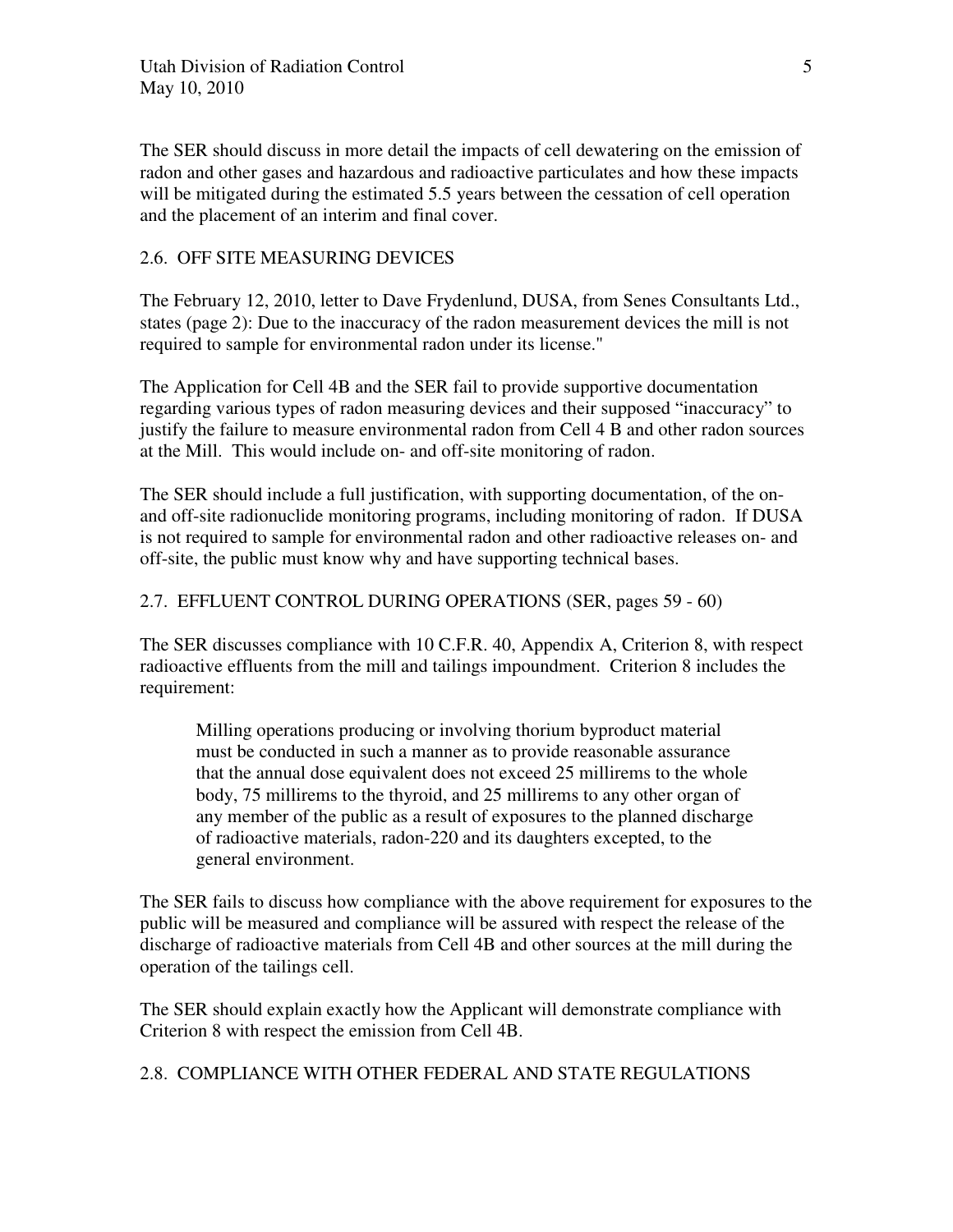The SER should discuss in more detail the impacts of cell dewatering on the emission of radon and other gases and hazardous and radioactive particulates and how these impacts will be mitigated during the estimated 5.5 years between the cessation of cell operation and the placement of an interim and final cover.

## 2.6. OFF SITE MEASURING DEVICES

The February 12, 2010, letter to Dave Frydenlund, DUSA, from Senes Consultants Ltd., states (page 2): Due to the inaccuracy of the radon measurement devices the mill is not required to sample for environmental radon under its license."

The Application for Cell 4B and the SER fail to provide supportive documentation regarding various types of radon measuring devices and their supposed "inaccuracy" to justify the failure to measure environmental radon from Cell 4 B and other radon sources at the Mill. This would include on- and off-site monitoring of radon.

The SER should include a full justification, with supporting documentation, of the on- and off-site radionuclide monitoring programs, including monitoring of radon. If DUSA is not required to sample for environmental radon and other radioactive releases on- and off-site, the public must know why and have supporting technical bases.

## 2.7. EFFLUENT CONTROL DURING OPERATIONS (SER, pages 59 - 60)

The SER discusses compliance with 10 C.F.R. 40, Appendix A, Criterion 8, with respect radioactive effluents from the mill and tailings impoundment. Criterion 8 includes the requirement:

> Milling operations producing or involving thorium byproduct material must be conducted in such a manner as to provide reasonable assurance that the annual dose equivalent does not exceed 25 millirems to the whole body, 75 millirems to the thyroid, and 25 millirems to any other organ of any member of the public as a result of exposures to the planned discharge of radioactive materials, radon-220 and its daughters excepted, to the general environment.

The SER fails to discuss how compliance with the above requirement for exposures to the public will be measured and compliance will be assured with respect the release of the discharge of radioactive materials from Cell 4B and other sources at the mill during the operation of the tailings cell.

The SER should explain exactly how the Applicant will demonstrate compliance with Criterion 8 with respect the emission from Cell 4B.

## 2.8. COMPLIANCE WITH OTHER FEDERAL AND STATE REGULATIONS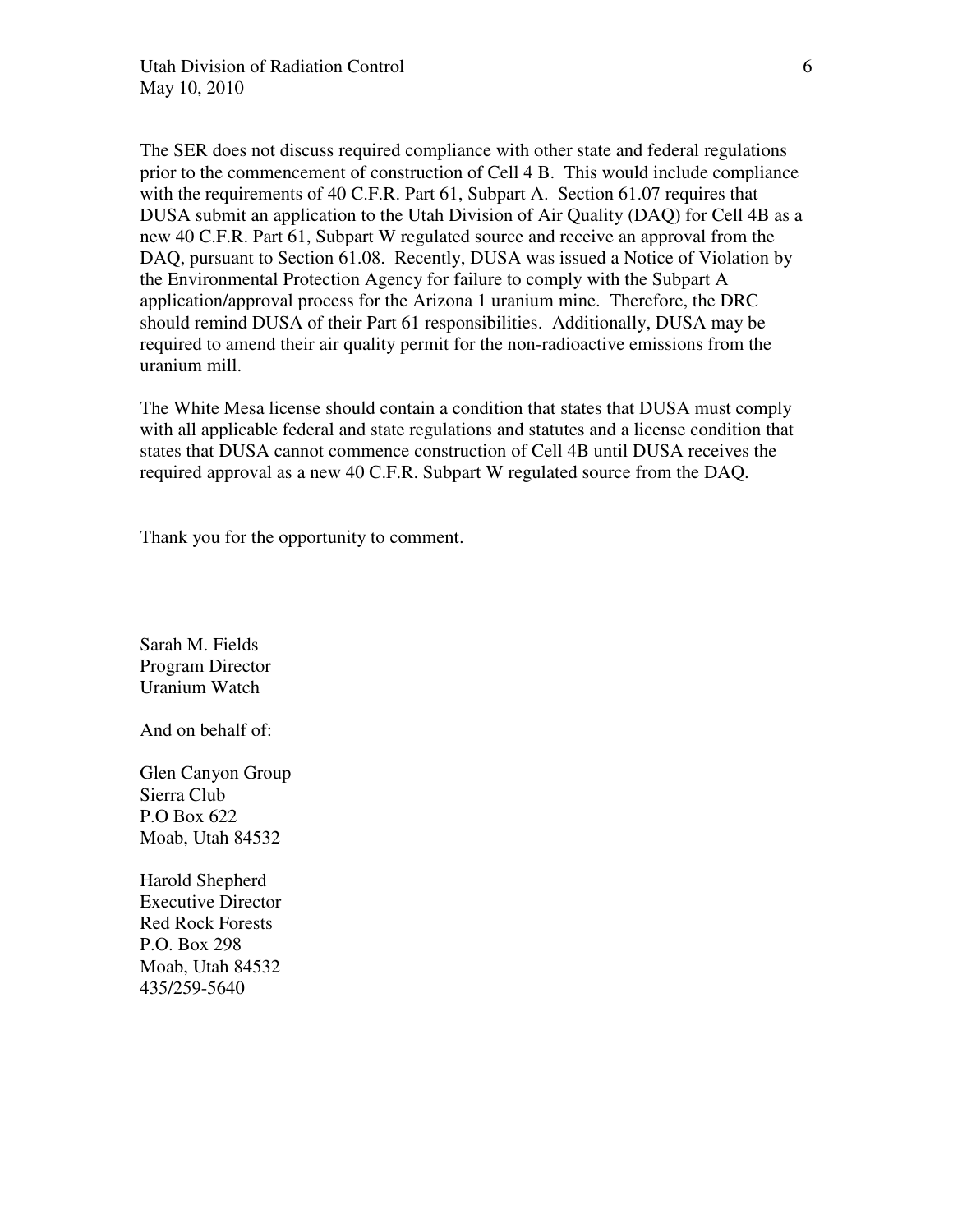The SER does not discuss required compliance with other state and federal regulations prior to the commencement of construction of Cell 4 B. This would include compliance with the requirements of 40 C.F.R. Part 61, Subpart A. Section 61.07 requires that DUSA submit an application to the Utah Division of Air Quality (DAQ) for Cell 4B as a new 40 C.F.R. Part 61, Subpart W regulated source and receive an approval from the DAQ, pursuant to Section 61.08. Recently, DUSA was issued a Notice of Violation by the Environmental Protection Agency for failure to comply with the Subpart A application/approval process for the Arizona 1 uranium mine. Therefore, the DRC should remind DUSA of their Part 61 responsibilities. Additionally, DUSA may be required to amend their air quality permit for the non-radioactive emissions from the uranium mill.

The White Mesa license should contain a condition that states that DUSA must comply with all applicable federal and state regulations and statutes and a license condition that states that DUSA cannot commence construction of Cell 4B until DUSA receives the required approval as a new 40 C.F.R. Subpart W regulated source from the DAQ.

Thank you for the opportunity to comment.

Sarah M. Fields  
Program Director  
Uranium Watch

And on behalf of:

Glen Canyon Group  
Sierra Club  
P.O Box 622  
Moab, Utah 84532

Harold Shepherd  
Executive Director  
Red Rock Forests  
P.O. Box 298  
Moab, Utah 84532  
435/259-5640